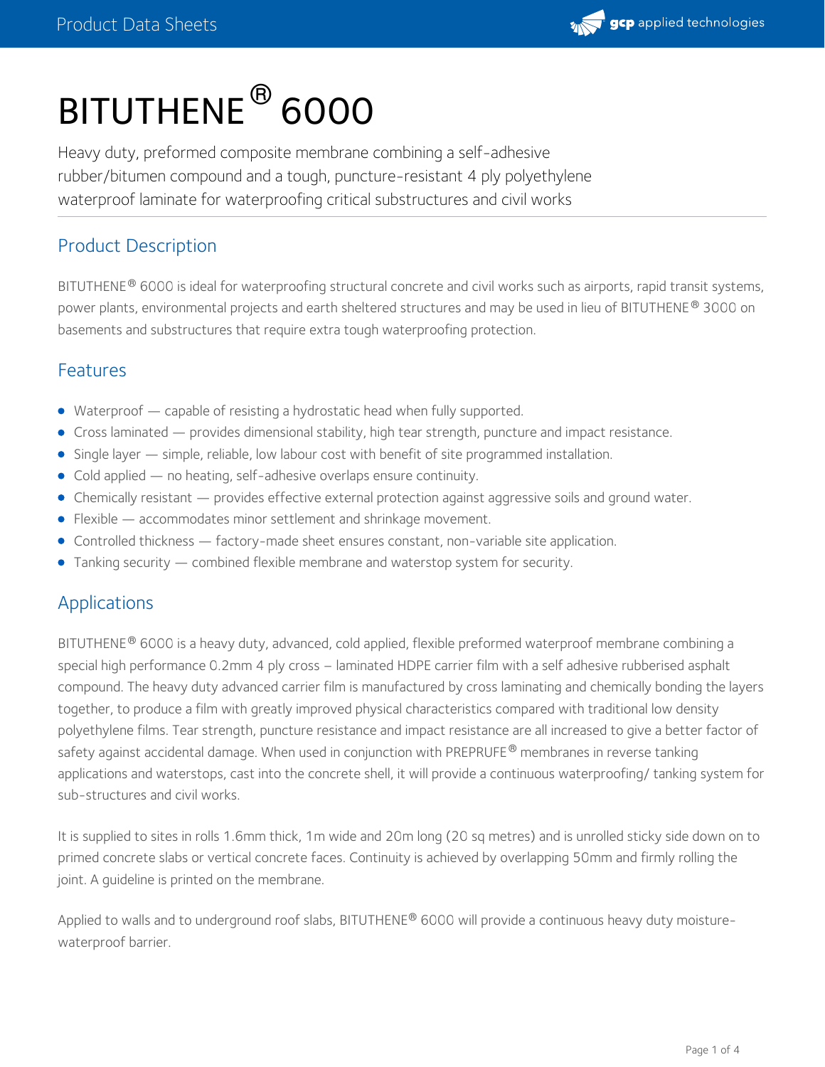# BITUTHENE® 6000

Heavy duty, preformed composite membrane combining a self-adhesive rubber/bitumen compound and a tough, puncture-resistant 4 ply polyethylene waterproof laminate for waterproofing critical substructures and civil works

## Product Description

BITUTHENE® 6000 is ideal for waterproofing structural concrete and civil works such as airports, rapid transit systems, power plants, environmental projects and earth sheltered structures and may be used in lieu of BITUTHENE® 3000 on basements and substructures that require extra tough waterproofing protection.

## Features

- Waterproof — capable of resisting a hydrostatic head when fully supported.
- Cross laminated — provides dimensional stability, high tear strength, puncture and impact resistance.
- Single layer — simple, reliable, low labour cost with benefit of site programmed installation.
- Cold applied — no heating, self-adhesive overlaps ensure continuity.
- Chemically resistant — provides effective external protection against aggressive soils and ground water.
- Flexible — accommodates minor settlement and shrinkage movement.
- Controlled thickness — factory-made sheet ensures constant, non-variable site application.
- Tanking security — combined flexible membrane and waterstop system for security.

## Applications

BITUTHENE® 6000 is a heavy duty, advanced, cold applied, flexible preformed waterproof membrane combining a special high performance 0.2mm 4 ply cross – laminated HDPE carrier film with a self adhesive rubberised asphalt compound. The heavy duty advanced carrier film is manufactured by cross laminating and chemically bonding the layers together, to produce a film with greatly improved physical characteristics compared with traditional low density polyethylene films. Tear strength, puncture resistance and impact resistance are all increased to give a better factor of safety against accidental damage. When used in conjunction with PREPRUFE® membranes in reverse tanking applications and waterstops, cast into the concrete shell, it will provide a continuous waterproofing/ tanking system for sub-structures and civil works.

It is supplied to sites in rolls 1.6mm thick, 1m wide and 20m long (20 sq metres) and is unrolled sticky side down on to primed concrete slabs or vertical concrete faces. Continuity is achieved by overlapping 50mm and firmly rolling the joint. A guideline is printed on the membrane.

Applied to walls and to underground roof slabs, BITUTHENE® 6000 will provide a continuous heavy duty moisture-waterproof barrier.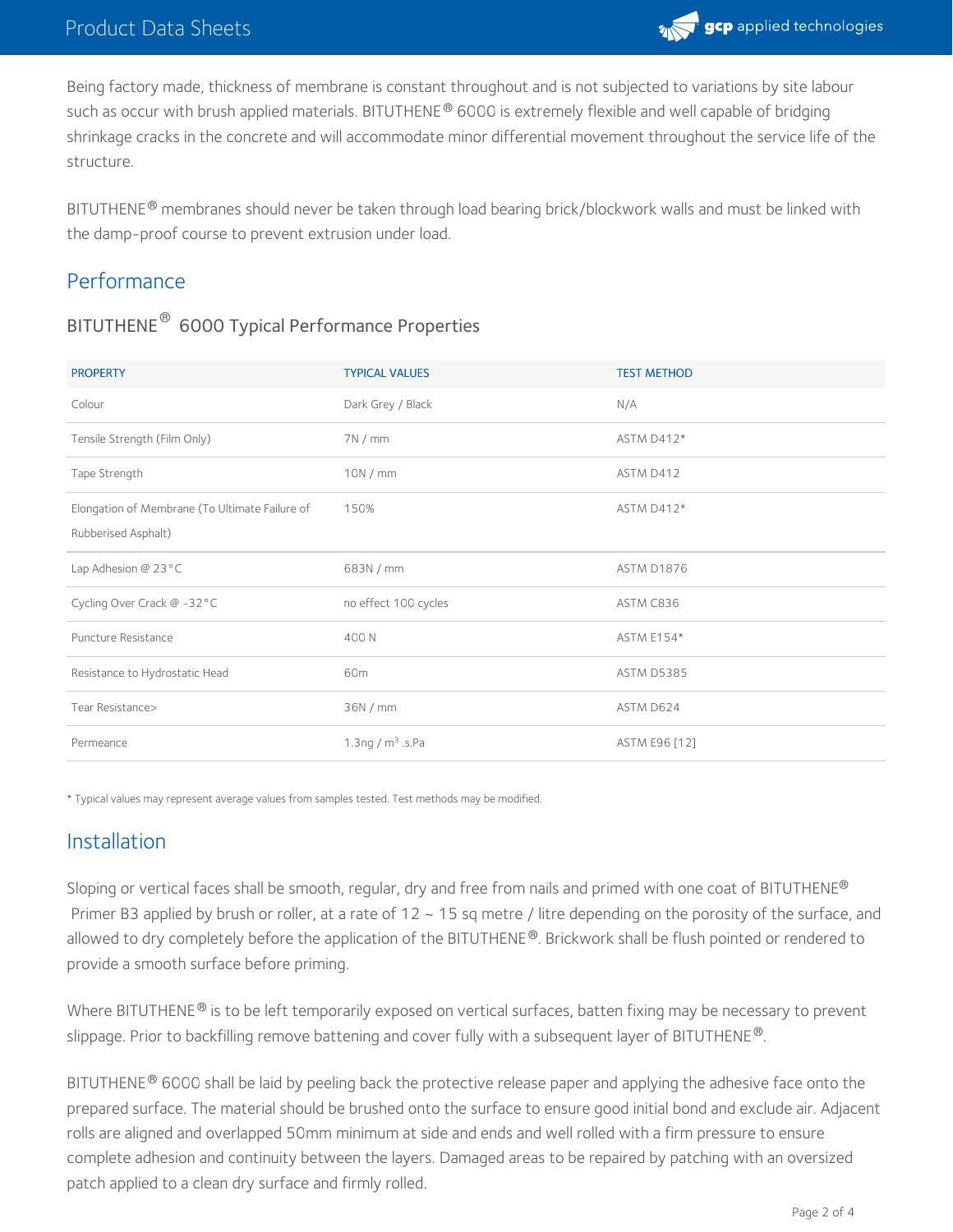Being factory made, thickness of membrane is constant throughout and is not subjected to variations by site labour such as occur with brush applied materials. BITUTHENE® 6000 is extremely flexible and well capable of bridging shrinkage cracks in the concrete and will accommodate minor differential movement throughout the service life of the structure.

BITUTHENE® membranes should never be taken through load bearing brick/blockwork walls and must be linked with the damp-proof course to prevent extrusion under load.

## Performance

### BITUTHENE® 6000 Typical Performance Properties

| PROPERTY | TYPICAL VALUES | TEST METHOD |
| --- | --- | --- |
| Colour | Dark Grey / Black | N/A |
| Tensile Strength (Film Only) | 7N / mm | ASTM D412* |
| Tape Strength | 10N / mm | ASTM D412 |
| Elongation of Membrane (To Ultimate Failure of Rubberised Asphalt) | 150% | ASTM D412* |
| Lap Adhesion @ 23°C | 683N / mm | ASTM D1876 |
| Cycling Over Crack @ -32°C | no effect 100 cycles | ASTM C836 |
| Puncture Resistance | 400 N | ASTM E154* |
| Resistance to Hydrostatic Head | 60m | ASTM D5385 |
| Tear Resistance> | 36N / mm | ASTM D624 |
| Permeance | 1.3ng / $m^3$ .s.Pa | ASTM E96 [12] |

* Typical values may represent average values from samples tested. Test methods may be modified.

## Installation

Sloping or vertical faces shall be smooth, regular, dry and free from nails and primed with one coat of BITUTHENE® Primer B3 applied by brush or roller, at a rate of 12 ~ 15 sq metre / litre depending on the porosity of the surface, and allowed to dry completely before the application of the BITUTHENE®. Brickwork shall be flush pointed or rendered to provide a smooth surface before priming.

Where BITUTHENE® is to be left temporarily exposed on vertical surfaces, batten fixing may be necessary to prevent slippage. Prior to backfilling remove battening and cover fully with a subsequent layer of BITUTHENE®.

BITUTHENE® 6000 shall be laid by peeling back the protective release paper and applying the adhesive face onto the prepared surface. The material should be brushed onto the surface to ensure good initial bond and exclude air. Adjacent rolls are aligned and overlapped 50mm minimum at side and ends and well rolled with a firm pressure to ensure complete adhesion and continuity between the layers. Damaged areas to be repaired by patching with an oversized patch applied to a clean dry surface and firmly rolled.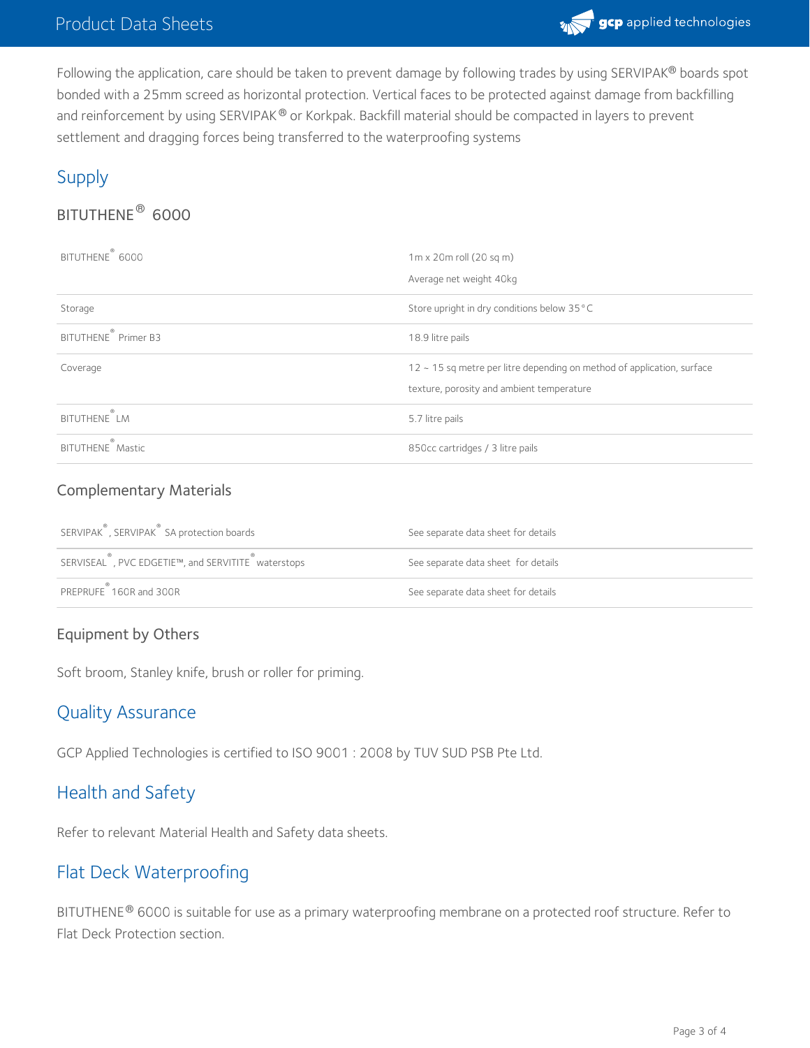Following the application, care should be taken to prevent damage by following trades by using SERVIPAK® boards spot bonded with a 25mm screed as horizontal protection. Vertical faces to be protected against damage from backfilling and reinforcement by using SERVIPAK® or Korkpak. Backfill material should be compacted in layers to prevent settlement and dragging forces being transferred to the waterproofing systems

## Supply

### BITUTHENE® 6000

| | |
|---|---|
| BITUTHENE® 6000 | 1m x 20m roll (20 sq m)<br>Average net weight 40kg |
| Storage | Store upright in dry conditions below 35°C |
| BITUTHENE® Primer B3 | 18.9 litre pails |
| Coverage | 12 ~ 15 sq metre per litre depending on method of application, surface texture, porosity and ambient temperature |
| BITUTHENE® LM | 5.7 litre pails |
| BITUTHENE® Mastic | 850cc cartridges / 3 litre pails |

### Complementary Materials

| | |
|---|---|
| SERVIPAK®, SERVIPAK® SA protection boards | See separate data sheet for details |
| SERVISEAL®, PVC EDGETIE™, and SERVITITE® waterstops | See separate data sheet for details |
| PREPRUFE® 160R and 300R | See separate data sheet for details |

### Equipment by Others

Soft broom, Stanley knife, brush or roller for priming.

## Quality Assurance

GCP Applied Technologies is certified to ISO 9001 : 2008 by TUV SUD PSB Pte Ltd.

## Health and Safety

Refer to relevant Material Health and Safety data sheets.

## Flat Deck Waterproofing

BITUTHENE® 6000 is suitable for use as a primary waterproofing membrane on a protected roof structure. Refer to Flat Deck Protection section.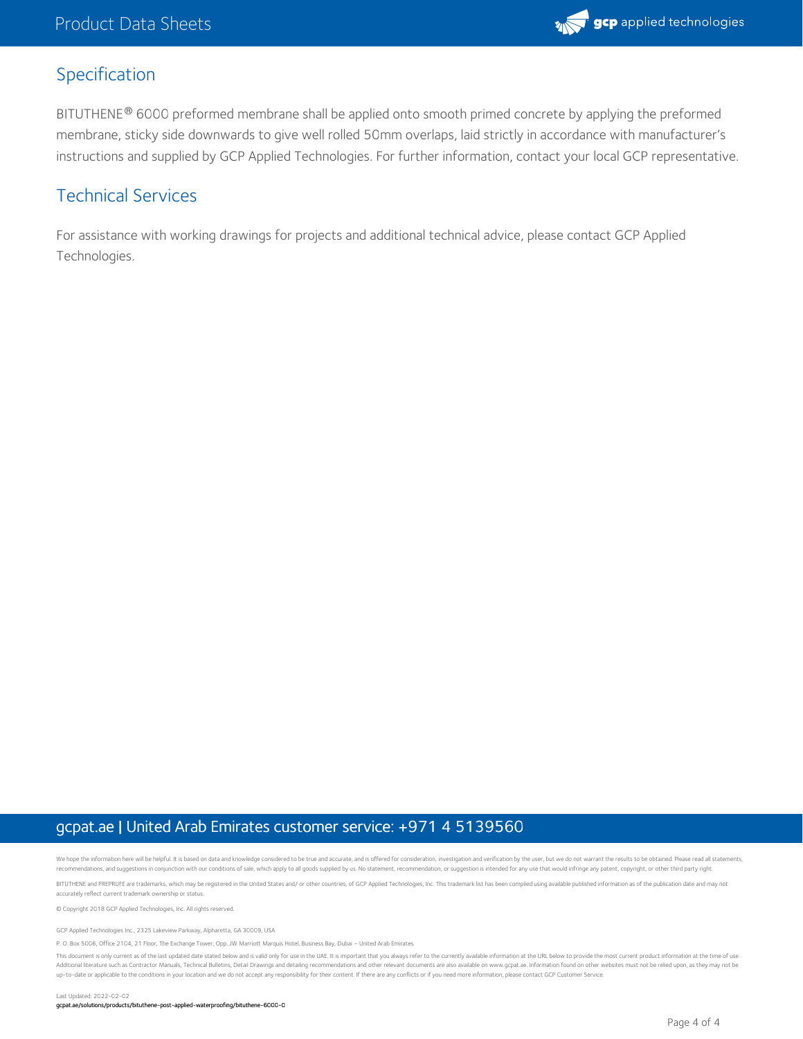## Specification

BITUTHENE® 6000 preformed membrane shall be applied onto smooth primed concrete by applying the preformed membrane, sticky side downwards to give well rolled 50mm overlaps, laid strictly in accordance with manufacturer's instructions and supplied by GCP Applied Technologies. For further information, contact your local GCP representative.

## Technical Services

For assistance with working drawings for projects and additional technical advice, please contact GCP Applied Technologies.

gcpat.ae | United Arab Emirates customer service: +971 4 5139560

We hope the information here will be helpful. It is based on data and knowledge considered to be true and accurate, and is offered for consideration, investigation and verification by the user, but we do not warrant the results to be obtained. Please read all statements, recommendations, and suggestions in conjunction with our conditions of sale, which apply to all goods supplied by us. No statement, recommendation, or suggestion is intended for any use that would infringe any patent, copyright, or other third party right.

BITUTHENE and PREPRUFE are trademarks, which may be registered in the United States and/ or other countries, of GCP Applied Technologies, Inc. This trademark list has been compiled using available published information as of the publication date and may not accurately reflect current trademark ownership or status.

© Copyright 2018 GCP Applied Technologies, Inc. All rights reserved.

GCP Applied Technologies Inc., 2325 Lakeview Parkway, Alpharetta, GA 30009, USA

P. O. Box 5006, Office 2104, 21 Floor, The Exchange Tower, Opp. JW Marriott Marquis Hotel, Business Bay, Dubai – United Arab Emirates

This document is only current as of the last updated date stated below and is valid only for use in the UAE. It is important that you always refer to the currently available information at the URL below to provide the most current product information at the time of use. Additional literature such as Contractor Manuals, Technical Bulletins, Detail Drawings and detailing recommendations and other relevant documents are also available on www.gcpat.ae. Information found on other websites must not be relied upon, as they may not be up-to-date or applicable to the conditions in your location and we do not accept any responsibility for their content. If there are any conflicts or if you need more information, please contact GCP Customer Service.

Last Updated: 2022-02-02

gcpat.ae/solutions/products/bituthene-post-applied-waterproofing/bituthene-6000-0